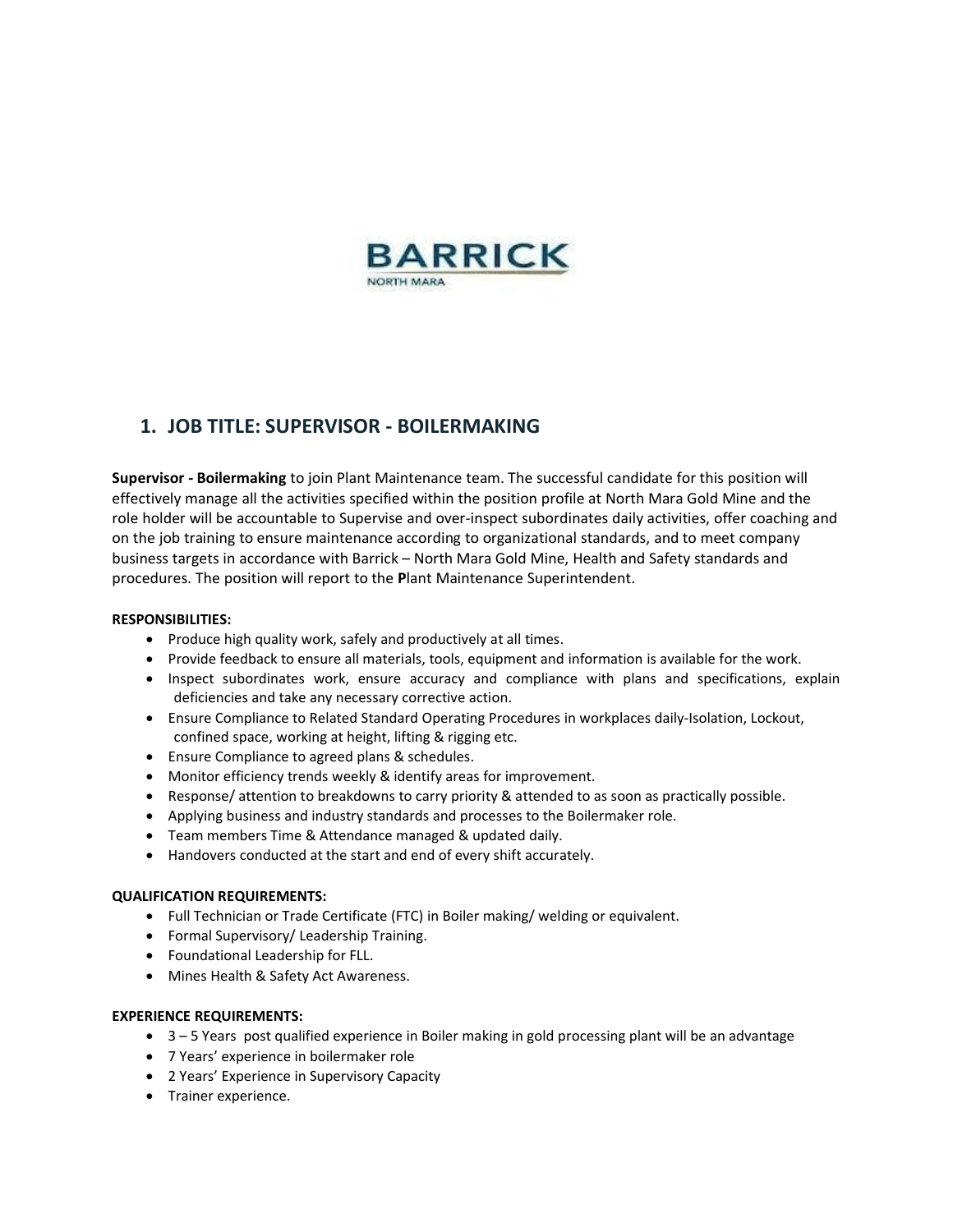BARRICK

NORTH MARA

## 1. JOB TITLE: SUPERVISOR - BOILERMAKING

**Supervisor - Boilermaking** to join Plant Maintenance team. The successful candidate for this position will effectively manage all the activities specified within the position profile at North Mara Gold Mine and the role holder will be accountable to Supervise and over-inspect subordinates daily activities, offer coaching and on the job training to ensure maintenance according to organizational standards, and to meet company business targets in accordance with Barrick – North Mara Gold Mine, Health and Safety standards and procedures. The position will report to the **P**lant Maintenance Superintendent.

**RESPONSIBILITIES:**

- Produce high quality work, safely and productively at all times.
- Provide feedback to ensure all materials, tools, equipment and information is available for the work.
- Inspect subordinates work, ensure accuracy and compliance with plans and specifications, explain deficiencies and take any necessary corrective action.
- Ensure Compliance to Related Standard Operating Procedures in workplaces daily-Isolation, Lockout, confined space, working at height, lifting & rigging etc.
- Ensure Compliance to agreed plans & schedules.
- Monitor efficiency trends weekly & identify areas for improvement.
- Response/ attention to breakdowns to carry priority & attended to as soon as practically possible.
- Applying business and industry standards and processes to the Boilermaker role.
- Team members Time & Attendance managed & updated daily.
- Handovers conducted at the start and end of every shift accurately.

**QUALIFICATION REQUIREMENTS:**

- Full Technician or Trade Certificate (FTC) in Boiler making/ welding or equivalent.
- Formal Supervisory/ Leadership Training.
- Foundational Leadership for FLL.
- Mines Health & Safety Act Awareness.

**EXPERIENCE REQUIREMENTS:**

- 3 – 5 Years post qualified experience in Boiler making in gold processing plant will be an advantage
- 7 Years' experience in boilermaker role
- 2 Years' Experience in Supervisory Capacity
- Trainer experience.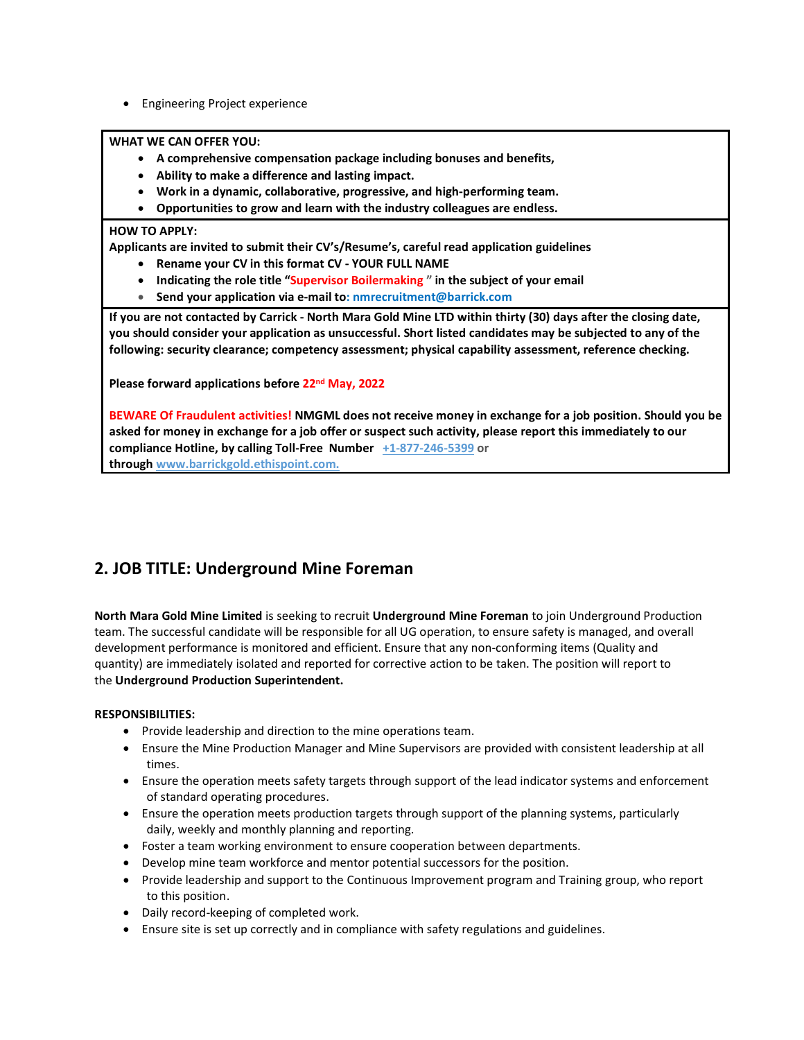- Engineering Project experience

**WHAT WE CAN OFFER YOU:**

- **A comprehensive compensation package including bonuses and benefits,**
- **Ability to make a difference and lasting impact.**
- **Work in a dynamic, collaborative, progressive, and high-performing team.**
- **Opportunities to grow and learn with the industry colleagues are endless.**

**HOW TO APPLY:**

**Applicants are invited to submit their CV's/Resume's, careful read application guidelines**

- **Rename your CV in this format CV - YOUR FULL NAME**
- **Indicating the role title "Supervisor Boilermaking " in the subject of your email**
- **Send your application via e-mail to: nmrecruitment@barrick.com**

**If you are not contacted by Carrick - North Mara Gold Mine LTD within thirty (30) days after the closing date, you should consider your application as unsuccessful. Short listed candidates may be subjected to any of the following: security clearance; competency assessment; physical capability assessment, reference checking.**

**Please forward applications before 22nd May, 2022**

**BEWARE Of Fraudulent activities! NMGML does not receive money in exchange for a job position. Should you be asked for money in exchange for a job offer or suspect such activity, please report this immediately to our compliance Hotline, by calling Toll-Free Number +1-877-246-5399 or through www.barrickgold.ethispoint.com.**

## 2. JOB TITLE: Underground Mine Foreman

**North Mara Gold Mine Limited** is seeking to recruit **Underground Mine Foreman** to join Underground Production team. The successful candidate will be responsible for all UG operation, to ensure safety is managed, and overall development performance is monitored and efficient. Ensure that any non-conforming items (Quality and quantity) are immediately isolated and reported for corrective action to be taken. The position will report to the **Underground Production Superintendent.**

**RESPONSIBILITIES:**

- Provide leadership and direction to the mine operations team.
- Ensure the Mine Production Manager and Mine Supervisors are provided with consistent leadership at all times.
- Ensure the operation meets safety targets through support of the lead indicator systems and enforcement of standard operating procedures.
- Ensure the operation meets production targets through support of the planning systems, particularly daily, weekly and monthly planning and reporting.
- Foster a team working environment to ensure cooperation between departments.
- Develop mine team workforce and mentor potential successors for the position.
- Provide leadership and support to the Continuous Improvement program and Training group, who report to this position.
- Daily record-keeping of completed work.
- Ensure site is set up correctly and in compliance with safety regulations and guidelines.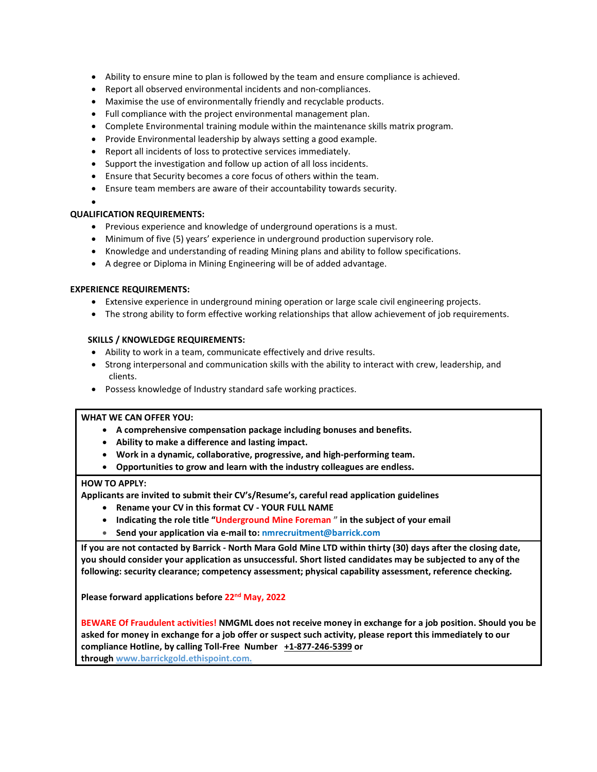- Ability to ensure mine to plan is followed by the team and ensure compliance is achieved.
- Report all observed environmental incidents and non-compliances.
- Maximise the use of environmentally friendly and recyclable products.
- Full compliance with the project environmental management plan.
- Complete Environmental training module within the maintenance skills matrix program.
- Provide Environmental leadership by always setting a good example.
- Report all incidents of loss to protective services immediately.
- Support the investigation and follow up action of all loss incidents.
- Ensure that Security becomes a core focus of others within the team.
- Ensure team members are aware of their accountability towards security.

**QUALIFICATION REQUIREMENTS:**

- Previous experience and knowledge of underground operations is a must.
- Minimum of five (5) years' experience in underground production supervisory role.
- Knowledge and understanding of reading Mining plans and ability to follow specifications.
- A degree or Diploma in Mining Engineering will be of added advantage.

**EXPERIENCE REQUIREMENTS:**

- Extensive experience in underground mining operation or large scale civil engineering projects.
- The strong ability to form effective working relationships that allow achievement of job requirements.

**SKILLS / KNOWLEDGE REQUIREMENTS:**

- Ability to work in a team, communicate effectively and drive results.
- Strong interpersonal and communication skills with the ability to interact with crew, leadership, and clients.
- Possess knowledge of Industry standard safe working practices.

**WHAT WE CAN OFFER YOU:**

- **A comprehensive compensation package including bonuses and benefits.**
- **Ability to make a difference and lasting impact.**
- **Work in a dynamic, collaborative, progressive, and high-performing team.**
- **Opportunities to grow and learn with the industry colleagues are endless.**

**HOW TO APPLY:**

**Applicants are invited to submit their CV's/Resume's, careful read application guidelines**

- **Rename your CV in this format CV - YOUR FULL NAME**
- **Indicating the role title "Underground Mine Foreman " in the subject of your email**
- **Send your application via e-mail to: nmrecruitment@barrick.com**

**If you are not contacted by Barrick - North Mara Gold Mine LTD within thirty (30) days after the closing date, you should consider your application as unsuccessful. Short listed candidates may be subjected to any of the following: security clearance; competency assessment; physical capability assessment, reference checking.**

**Please forward applications before 22nd May, 2022**

**BEWARE Of Fraudulent activities! NMGML does not receive money in exchange for a job position. Should you be asked for money in exchange for a job offer or suspect such activity, please report this immediately to our compliance Hotline, by calling Toll-Free Number +1-877-246-5399 or through www.barrickgold.ethispoint.com.**